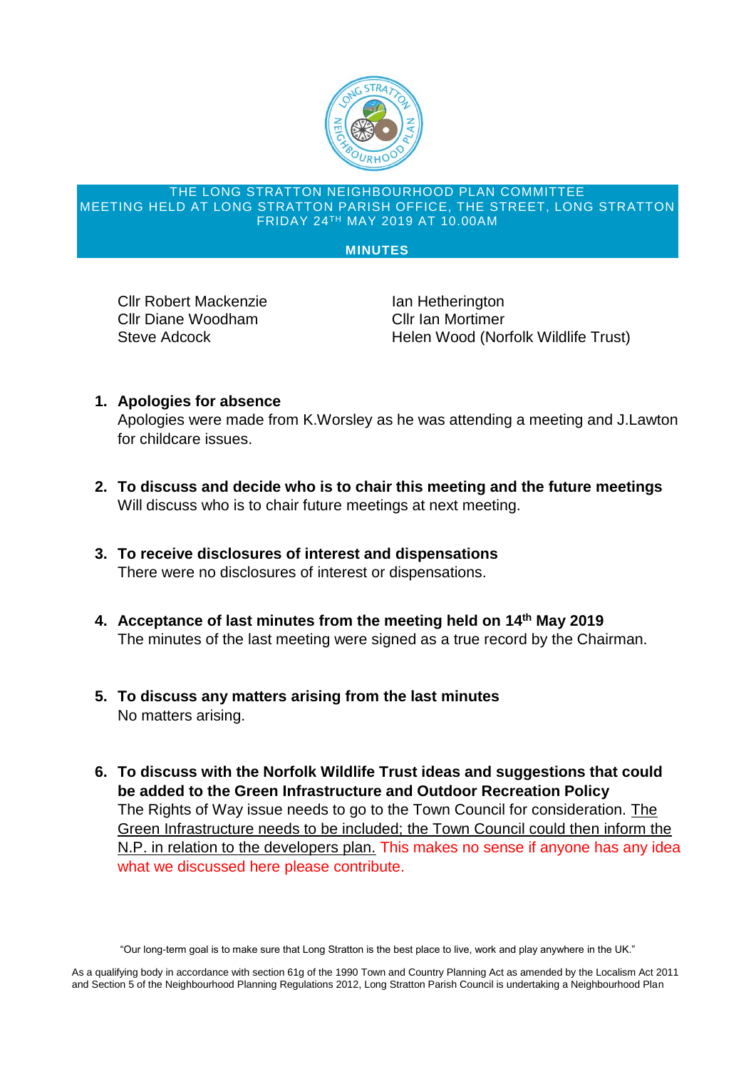THE LONG STRATTON NEIGHBOURHOOD PLAN COMMITTEE
MEETING HELD AT LONG STRATTON PARISH OFFICE, THE STREET, LONG STRATTON
FRIDAY 24TH MAY 2019 AT 10.00AM

**MINUTES**

Cllr Robert Mackenzie
Cllr Diane Woodham
Steve Adcock
Ian Hetherington
Cllr Ian Mortimer
Helen Wood (Norfolk Wildlife Trust)

1. **Apologies for absence**
   Apologies were made from K.Worsley as he was attending a meeting and J.Lawton for childcare issues.

2. **To discuss and decide who is to chair this meeting and the future meetings**
   Will discuss who is to chair future meetings at next meeting.

3. **To receive disclosures of interest and dispensations**
   There were no disclosures of interest or dispensations.

4. **Acceptance of last minutes from the meeting held on 14th May 2019**
   The minutes of the last meeting were signed as a true record by the Chairman.

5. **To discuss any matters arising from the last minutes**
   No matters arising.

6. **To discuss with the Norfolk Wildlife Trust ideas and suggestions that could be added to the Green Infrastructure and Outdoor Recreation Policy**
   The Rights of Way issue needs to go to the Town Council for consideration. The Green Infrastructure needs to be included; the Town Council could then inform the N.P. in relation to the developers plan. This makes no sense if anyone has any idea what we discussed here please contribute.

"Our long-term goal is to make sure that Long Stratton is the best place to live, work and play anywhere in the UK."

As a qualifying body in accordance with section 61g of the 1990 Town and Country Planning Act as amended by the Localism Act 2011 and Section 5 of the Neighbourhood Planning Regulations 2012, Long Stratton Parish Council is undertaking a Neighbourhood Plan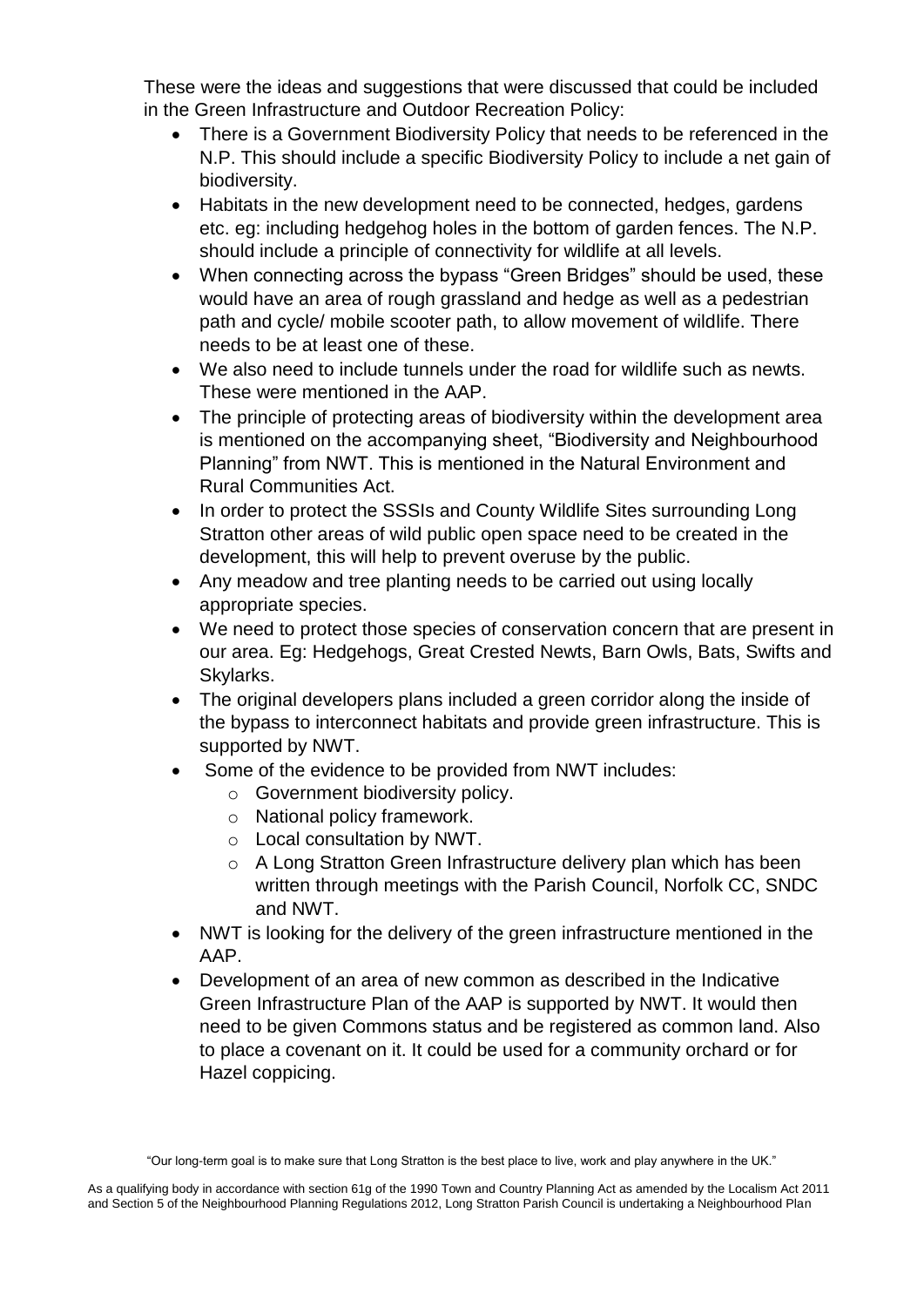These were the ideas and suggestions that were discussed that could be included in the Green Infrastructure and Outdoor Recreation Policy:

- There is a Government Biodiversity Policy that needs to be referenced in the N.P. This should include a specific Biodiversity Policy to include a net gain of biodiversity.
- Habitats in the new development need to be connected, hedges, gardens etc. eg: including hedgehog holes in the bottom of garden fences. The N.P. should include a principle of connectivity for wildlife at all levels.
- When connecting across the bypass "Green Bridges" should be used, these would have an area of rough grassland and hedge as well as a pedestrian path and cycle/ mobile scooter path, to allow movement of wildlife. There needs to be at least one of these.
- We also need to include tunnels under the road for wildlife such as newts. These were mentioned in the AAP.
- The principle of protecting areas of biodiversity within the development area is mentioned on the accompanying sheet, "Biodiversity and Neighbourhood Planning" from NWT. This is mentioned in the Natural Environment and Rural Communities Act.
- In order to protect the SSSIs and County Wildlife Sites surrounding Long Stratton other areas of wild public open space need to be created in the development, this will help to prevent overuse by the public.
- Any meadow and tree planting needs to be carried out using locally appropriate species.
- We need to protect those species of conservation concern that are present in our area. Eg: Hedgehogs, Great Crested Newts, Barn Owls, Bats, Swifts and Skylarks.
- The original developers plans included a green corridor along the inside of the bypass to interconnect habitats and provide green infrastructure. This is supported by NWT.
- Some of the evidence to be provided from NWT includes:
  - Government biodiversity policy.
  - National policy framework.
  - Local consultation by NWT.
  - A Long Stratton Green Infrastructure delivery plan which has been written through meetings with the Parish Council, Norfolk CC, SNDC and NWT.
- NWT is looking for the delivery of the green infrastructure mentioned in the AAP.
- Development of an area of new common as described in the Indicative Green Infrastructure Plan of the AAP is supported by NWT. It would then need to be given Commons status and be registered as common land. Also to place a covenant on it. It could be used for a community orchard or for Hazel coppicing.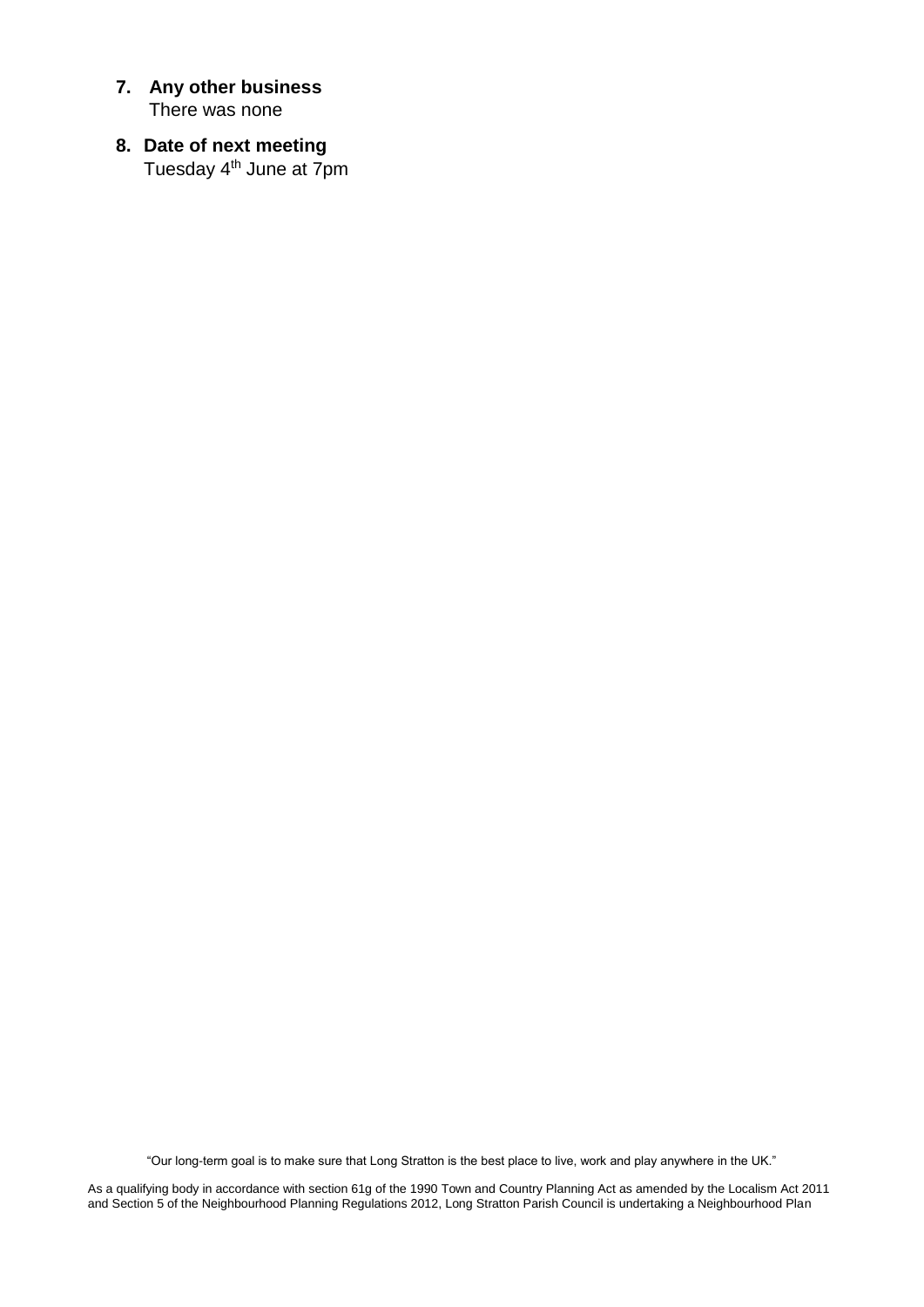7. **Any other business**
   There was none

8. **Date of next meeting**
   Tuesday 4th June at 7pm

"Our long-term goal is to make sure that Long Stratton is the best place to live, work and play anywhere in the UK."

As a qualifying body in accordance with section 61g of the 1990 Town and Country Planning Act as amended by the Localism Act 2011 and Section 5 of the Neighbourhood Planning Regulations 2012, Long Stratton Parish Council is undertaking a Neighbourhood Plan